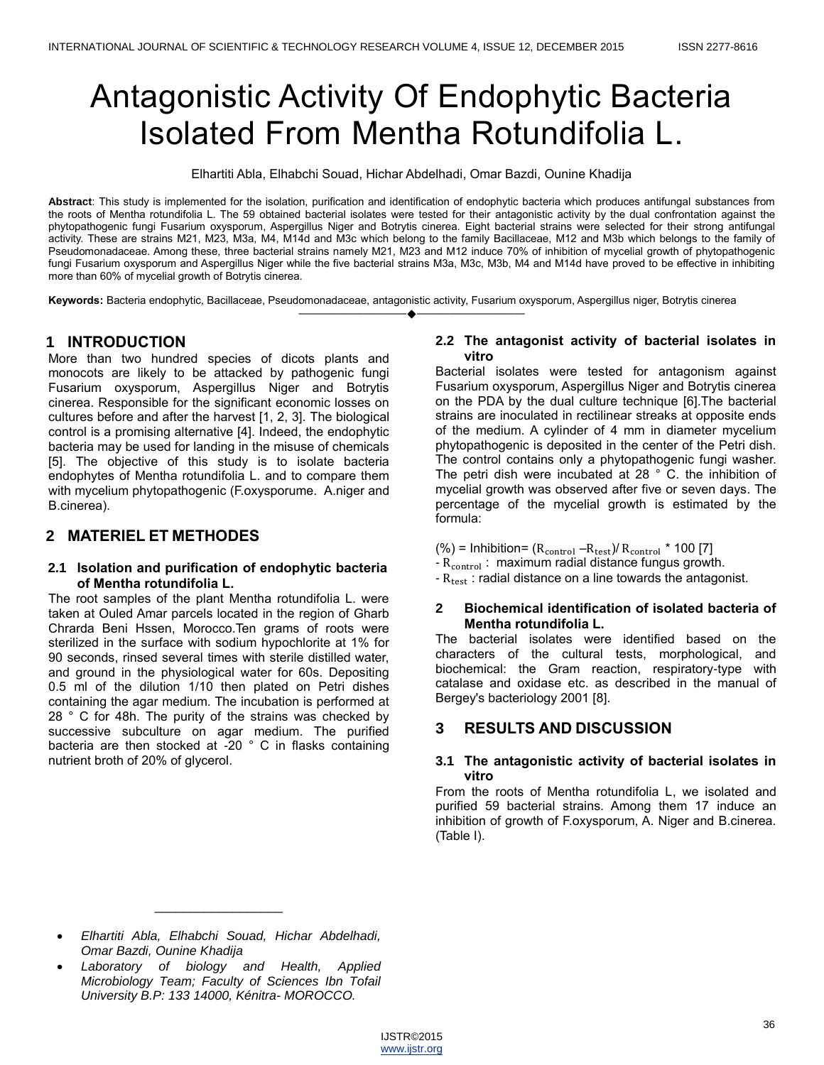# Antagonistic Activity Of Endophytic Bacteria Isolated From Mentha Rotundifolia L.

Elhartiti Abla, Elhabchi Souad, Hichar Abdelhadi, Omar Bazdi, Ounine Khadija

**Abstract**: This study is implemented for the isolation, purification and identification of endophytic bacteria which produces antifungal substances from the roots of Mentha rotundifolia L. The 59 obtained bacterial isolates were tested for their antagonistic activity by the dual confrontation against the phytopathogenic fungi Fusarium oxysporum, Aspergillus Niger and Botrytis cinerea. Eight bacterial strains were selected for their strong antifungal activity. These are strains M21, M23, M3a, M4, M14d and M3c which belong to the family Bacillaceae, M12 and M3b which belongs to the family of Pseudomonadaceae. Among these, three bacterial strains namely M21, M23 and M12 induce 70% of inhibition of mycelial growth of phytopathogenic fungi Fusarium oxysporum and Aspergillus Niger while the five bacterial strains M3a, M3c, M3b, M4 and M14d have proved to be effective in inhibiting more than 60% of mycelial growth of Botrytis cinerea.

**Keywords:** Bacteria endophytic, Bacillaceae, Pseudomonadaceae, antagonistic activity, Fusarium oxysporum, Aspergillus niger, Botrytis cinerea

## 1 INTRODUCTION

More than two hundred species of dicots plants and monocots are likely to be attacked by pathogenic fungi Fusarium oxysporum, Aspergillus Niger and Botrytis cinerea. Responsible for the significant economic losses on cultures before and after the harvest [1, 2, 3]. The biological control is a promising alternative [4]. Indeed, the endophytic bacteria may be used for landing in the misuse of chemicals [5]. The objective of this study is to isolate bacteria endophytes of Mentha rotundifolia L. and to compare them with mycelium phytopathogenic (F.oxysporume. A.niger and B.cinerea).

## 2 MATERIEL ET METHODES

### 2.1 Isolation and purification of endophytic bacteria of Mentha rotundifolia L.

The root samples of the plant Mentha rotundifolia L. were taken at Ouled Amar parcels located in the region of Gharb Chrarda Beni Hssen, Morocco.Ten grams of roots were sterilized in the surface with sodium hypochlorite at 1% for 90 seconds, rinsed several times with sterile distilled water, and ground in the physiological water for 60s. Depositing 0.5 ml of the dilution 1/10 then plated on Petri dishes containing the agar medium. The incubation is performed at 28 ° C for 48h. The purity of the strains was checked by successive subculture on agar medium. The purified bacteria are then stocked at -20 ° C in flasks containing nutrient broth of 20% of glycerol.

### 2.2 The antagonist activity of bacterial isolates in vitro

Bacterial isolates were tested for antagonism against Fusarium oxysporum, Aspergillus Niger and Botrytis cinerea on the PDA by the dual culture technique [6].The bacterial strains are inoculated in rectilinear streaks at opposite ends of the medium. A cylinder of 4 mm in diameter mycelium phytopathogenic is deposited in the center of the Petri dish. The control contains only a phytopathogenic fungi washer. The petri dish were incubated at 28 ° C. the inhibition of mycelial growth was observed after five or seven days. The percentage of the mycelial growth is estimated by the formula:

(%) = Inhibition= $(R_{control} - R_{test}) / R_{control} * 100$ [7]

- $R_{control}$ : maximum radial distance fungus growth.
- $R_{test}$ : radial distance on a line towards the antagonist.

### 2 Biochemical identification of isolated bacteria of Mentha rotundifolia L.

The bacterial isolates were identified based on the characters of the cultural tests, morphological, and biochemical: the Gram reaction, respiratory-type with catalase and oxidase etc. as described in the manual of Bergey's bacteriology 2001 [8].

## 3 RESULTS AND DISCUSSION

### 3.1 The antagonistic activity of bacterial isolates in vitro

From the roots of Mentha rotundifolia L, we isolated and purified 59 bacterial strains. Among them 17 induce an inhibition of growth of F.oxysporum, A. Niger and B.cinerea. (Table I).

---

- *Elhartiti Abla, Elhabchi Souad, Hichar Abdelhadi, Omar Bazdi, Ounine Khadija*
- *Laboratory of biology and Health, Applied Microbiology Team; Faculty of Sciences Ibn Tofail University B.P: 133 14000, Kénitra- MOROCCO.*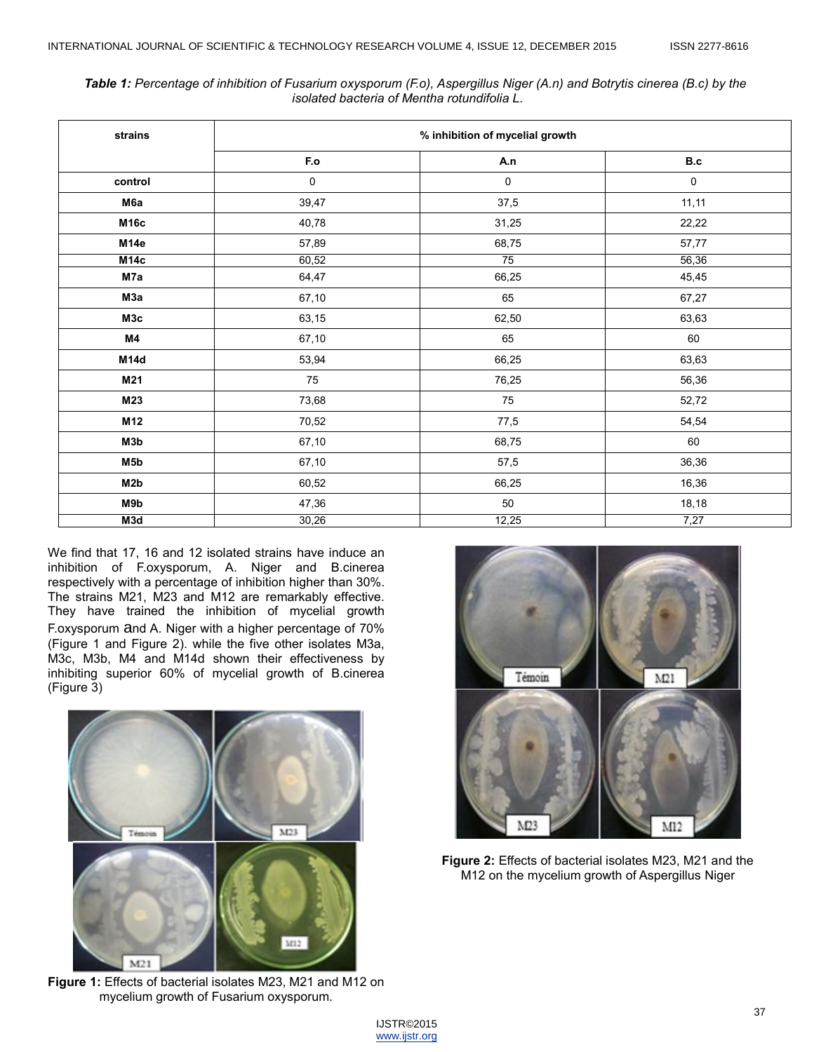***Table 1:*** *Percentage of inhibition of Fusarium oxysporum (F.o), Aspergillus Niger (A.n) and Botrytis cinerea (B.c) by the isolated bacteria of Mentha rotundifolia L.*

| strains | % inhibition of mycelial growth | | |
|---|---|---|---|
| | F.o | A.n | B.c |
| **control** | 0 | 0 | 0 |
| **M6a** | 39,47 | 37,5 | 11,11 |
| **M16c** | 40,78 | 31,25 | 22,22 |
| **M14e** | 57,89 | 68,75 | 57,77 |
| **M14c** | 60,52 | 75 | 56,36 |
| **M7a** | 64,47 | 66,25 | 45,45 |
| **M3a** | 67,10 | 65 | 67,27 |
| **M3c** | 63,15 | 62,50 | 63,63 |
| **M4** | 67,10 | 65 | 60 |
| **M14d** | 53,94 | 66,25 | 63,63 |
| **M21** | 75 | 76,25 | 56,36 |
| **M23** | 73,68 | 75 | 52,72 |
| **M12** | 70,52 | 77,5 | 54,54 |
| **M3b** | 67,10 | 68,75 | 60 |
| **M5b** | 67,10 | 57,5 | 36,36 |
| **M2b** | 60,52 | 66,25 | 16,36 |
| **M9b** | 47,36 | 50 | 18,18 |
| **M3d** | 30,26 | 12,25 | 7,27 |

We find that 17, 16 and 12 isolated strains have induce an inhibition of F.oxysporum, A. Niger and B.cinerea respectively with a percentage of inhibition higher than 30%. The strains M21, M23 and M12 are remarkably effective. They have trained the inhibition of mycelial growth F.oxysporum and A. Niger with a higher percentage of 70% (Figure 1 and Figure 2). while the five other isolates M3a, M3c, M3b, M4 and M14d shown their effectiveness by inhibiting superior 60% of mycelial growth of B.cinerea (Figure 3)

**Figure 1:** Effects of bacterial isolates M23, M21 and M12 on mycelium growth of Fusarium oxysporum.

**Figure 2:** Effects of bacterial isolates M23, M21 and the M12 on the mycelium growth of Aspergillus Niger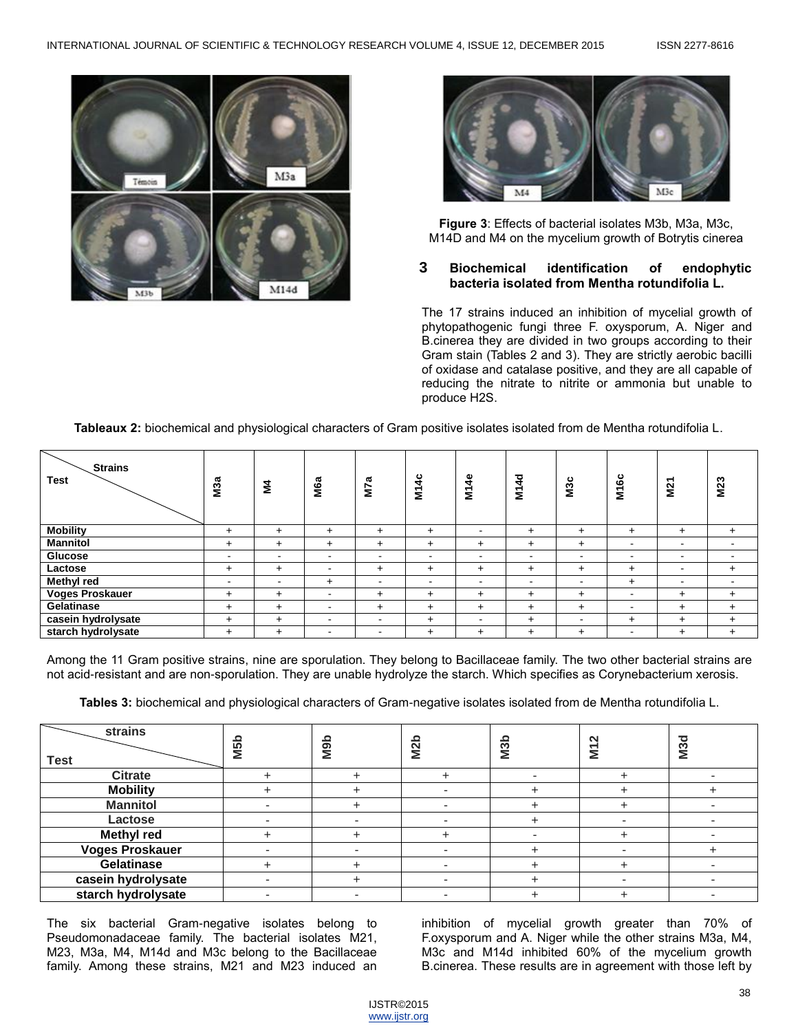**Figure 3**: Effects of bacterial isolates M3b, M3a, M3c, M14D and M4 on the mycelium growth of Botrytis cinerea

## 3 Biochemical identification of endophytic bacteria isolated from Mentha rotundifolia L.

The 17 strains induced an inhibition of mycelial growth of phytopathogenic fungi three F. oxysporum, A. Niger and B.cinerea they are divided in two groups according to their Gram stain (Tables 2 and 3). They are strictly aerobic bacilli of oxidase and catalase positive, and they are all capable of reducing the nitrate to nitrite or ammonia but unable to produce H2S.

**Tableaux 2:** biochemical and physiological characters of Gram positive isolates isolated from de Mentha rotundifolia L.

| Test \ Strains | M3a | M4 | M6a | M7a | M14c | M14e | M14d | M3c | M16c | M21 | M23 |
|---|---|---|---|---|---|---|---|---|---|---|---|
| **Mobility** | + | + | + | + | + | - | + | + | + | + | + |
| **Mannitol** | + | + | + | + | + | + | + | + | - | - | - |
| **Glucose** | - | - | - | - | - | - | - | - | - | - | - |
| **Lactose** | + | + | - | + | + | + | + | + | + | - | + |
| **Methyl red** | - | - | + | - | - | - | - | - | + | - | - |
| **Voges Proskauer** | + | + | - | + | + | + | + | + | - | + | + |
| **Gelatinase** | + | + | - | + | + | + | + | + | - | + | + |
| **casein hydrolysate** | + | + | - | - | + | - | + | - | + | + | + |
| **starch hydrolysate** | + | + | - | - | + | + | + | + | - | + | + |

Among the 11 Gram positive strains, nine are sporulation. They belong to Bacillaceae family. The two other bacterial strains are not acid-resistant and are non-sporulation. They are unable hydrolyze the starch. Which specifies as Corynebacterium xerosis.

**Tables 3:** biochemical and physiological characters of Gram-negative isolates isolated from de Mentha rotundifolia L.

| Test \ strains | M5b | M9b | M2b | M3b | M12 | M3d |
|---|---|---|---|---|---|---|
| **Citrate** | + | + | + | - | + | - |
| **Mobility** | + | + | - | + | + | + |
| **Mannitol** | - | + | - | + | + | - |
| **Lactose** | - | - | - | + | - | - |
| **Methyl red** | + | + | + | - | + | - |
| **Voges Proskauer** | - | - | - | + | - | + |
| **Gelatinase** | + | + | - | + | + | - |
| **casein hydrolysate** | - | + | - | + | - | - |
| **starch hydrolysate** | - | - | - | + | + | - |

The six bacterial Gram-negative isolates belong to Pseudomonadaceae family. The bacterial isolates M21, M23, M3a, M4, M14d and M3c belong to the Bacillaceae family. Among these strains, M21 and M23 induced an inhibition of mycelial growth greater than 70% of F.oxysporum and A. Niger while the other strains M3a, M4, M3c and M14d inhibited 60% of the mycelium growth B.cinerea. These results are in agreement with those left by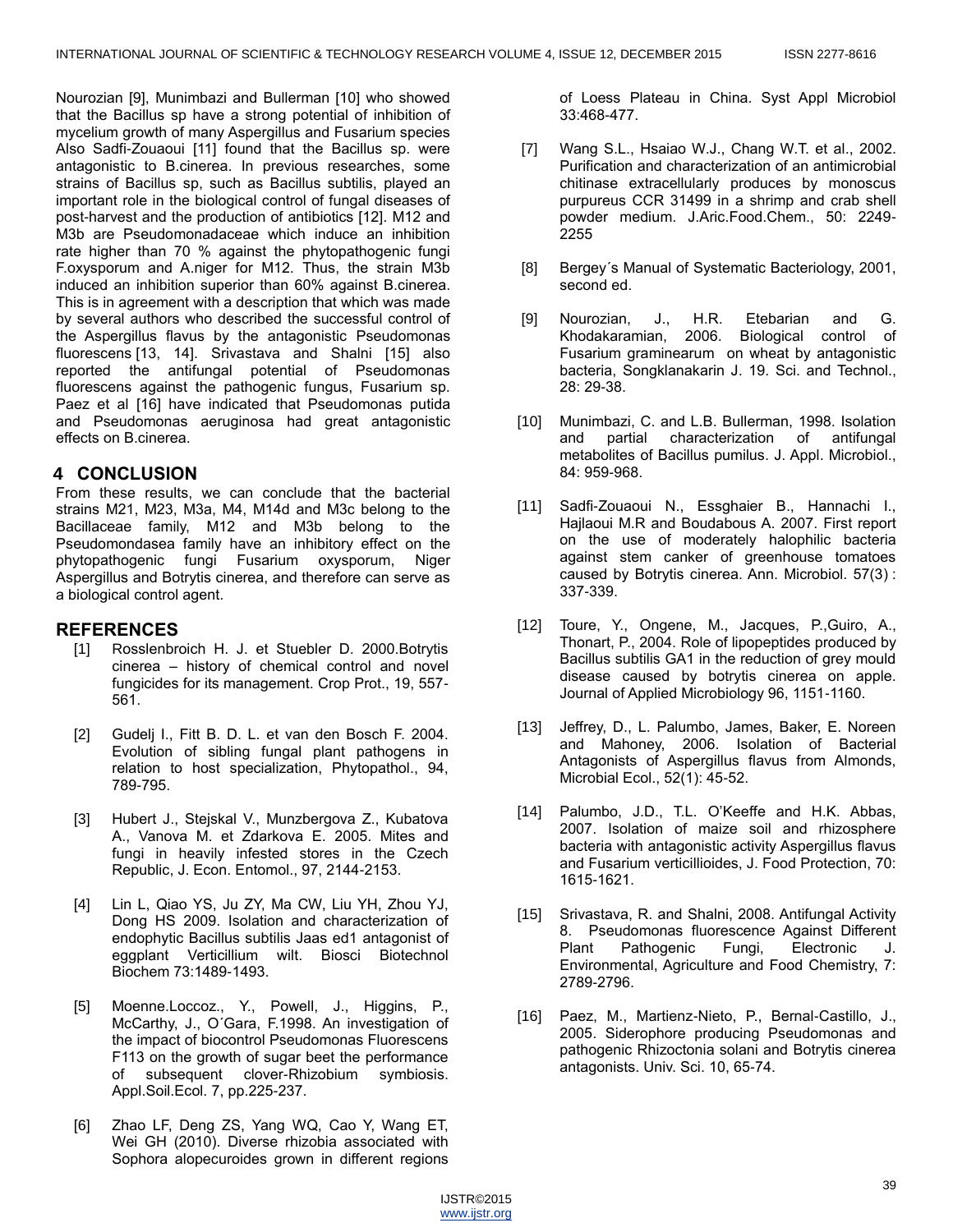Nourozian [9], Munimbazi and Bullerman [10] who showed that the Bacillus sp have a strong potential of inhibition of mycelium growth of many Aspergillus and Fusarium species Also Sadfi-Zouaoui [11] found that the Bacillus sp. were antagonistic to B.cinerea. In previous researches, some strains of Bacillus sp, such as Bacillus subtilis, played an important role in the biological control of fungal diseases of post-harvest and the production of antibiotics [12]. M12 and M3b are Pseudomonadaceae which induce an inhibition rate higher than 70 % against the phytopathogenic fungi F.oxysporum and A.niger for M12. Thus, the strain M3b induced an inhibition superior than 60% against B.cinerea. This is in agreement with a description that which was made by several authors who described the successful control of the Aspergillus flavus by the antagonistic Pseudomonas fluorescens [13, 14]. Srivastava and Shalni [15] also reported the antifungal potential of Pseudomonas fluorescens against the pathogenic fungus, Fusarium sp. Paez et al [16] have indicated that Pseudomonas putida and Pseudomonas aeruginosa had great antagonistic effects on B.cinerea.

## 4 CONCLUSION

From these results, we can conclude that the bacterial strains M21, M23, M3a, M4, M14d and M3c belong to the Bacillaceae family, M12 and M3b belong to the Pseudomondasea family have an inhibitory effect on the phytopathogenic fungi Fusarium oxysporum, Niger Aspergillus and Botrytis cinerea, and therefore can serve as a biological control agent.

## REFERENCES

[1] Rosslenbroich H. J. et Stuebler D. 2000.Botrytis cinerea – history of chemical control and novel fungicides for its management. Crop Prot., 19, 557-561.

[2] Gudelj I., Fitt B. D. L. et van den Bosch F. 2004. Evolution of sibling fungal plant pathogens in relation to host specialization, Phytopathol., 94, 789-795.

[3] Hubert J., Stejskal V., Munzbergova Z., Kubatova A., Vanova M. et Zdarkova E. 2005. Mites and fungi in heavily infested stores in the Czech Republic, J. Econ. Entomol., 97, 2144-2153.

[4] Lin L, Qiao YS, Ju ZY, Ma CW, Liu YH, Zhou YJ, Dong HS 2009. Isolation and characterization of endophytic Bacillus subtilis Jaas ed1 antagonist of eggplant Verticillium wilt. Biosci Biotechnol Biochem 73:1489-1493.

[5] Moenne.Loccoz., Y., Powell, J., Higgins, P., McCarthy, J., O´Gara, F.1998. An investigation of the impact of biocontrol Pseudomonas Fluorescens F113 on the growth of sugar beet the performance of subsequent clover-Rhizobium symbiosis. Appl.Soil.Ecol. 7, pp.225-237.

[6] Zhao LF, Deng ZS, Yang WQ, Cao Y, Wang ET, Wei GH (2010). Diverse rhizobia associated with Sophora alopecuroides grown in different regions of Loess Plateau in China. Syst Appl Microbiol 33:468-477.

[7] Wang S.L., Hsaiao W.J., Chang W.T. et al., 2002. Purification and characterization of an antimicrobial chitinase extracellularly produces by monoscus purpureus CCR 31499 in a shrimp and crab shell powder medium. J.Aric.Food.Chem., 50: 2249-2255

[8] Bergey´s Manual of Systematic Bacteriology, 2001, second ed.

[9] Nourozian, J., H.R. Etebarian and G. Khodakaramian, 2006. Biological control of Fusarium graminearum on wheat by antagonistic bacteria, Songklanakarin J. 19. Sci. and Technol., 28: 29-38.

[10] Munimbazi, C. and L.B. Bullerman, 1998. Isolation and partial characterization of antifungal metabolites of Bacillus pumilus. J. Appl. Microbiol., 84: 959-968.

[11] Sadfi-Zouaoui N., Essghaier B., Hannachi I., Hajlaoui M.R and Boudabous A. 2007. First report on the use of moderately halophilic bacteria against stem canker of greenhouse tomatoes caused by Botrytis cinerea. Ann. Microbiol. 57(3) : 337-339.

[12] Toure, Y., Ongene, M., Jacques, P.,Guiro, A., Thonart, P., 2004. Role of lipopeptides produced by Bacillus subtilis GA1 in the reduction of grey mould disease caused by botrytis cinerea on apple. Journal of Applied Microbiology 96, 1151-1160.

[13] Jeffrey, D., L. Palumbo, James, Baker, E. Noreen and Mahoney, 2006. Isolation of Bacterial Antagonists of Aspergillus flavus from Almonds, Microbial Ecol., 52(1): 45-52.

[14] Palumbo, J.D., T.L. O'Keeffe and H.K. Abbas, 2007. Isolation of maize soil and rhizosphere bacteria with antagonistic activity Aspergillus flavus and Fusarium verticillioides, J. Food Protection, 70: 1615-1621.

[15] Srivastava, R. and Shalni, 2008. Antifungal Activity 8. Pseudomonas fluorescence Against Different Plant Pathogenic Fungi, Electronic J. Environmental, Agriculture and Food Chemistry, 7: 2789-2796.

[16] Paez, M., Martienz-Nieto, P., Bernal-Castillo, J., 2005. Siderophore producing Pseudomonas and pathogenic Rhizoctonia solani and Botrytis cinerea antagonists. Univ. Sci. 10, 65-74.